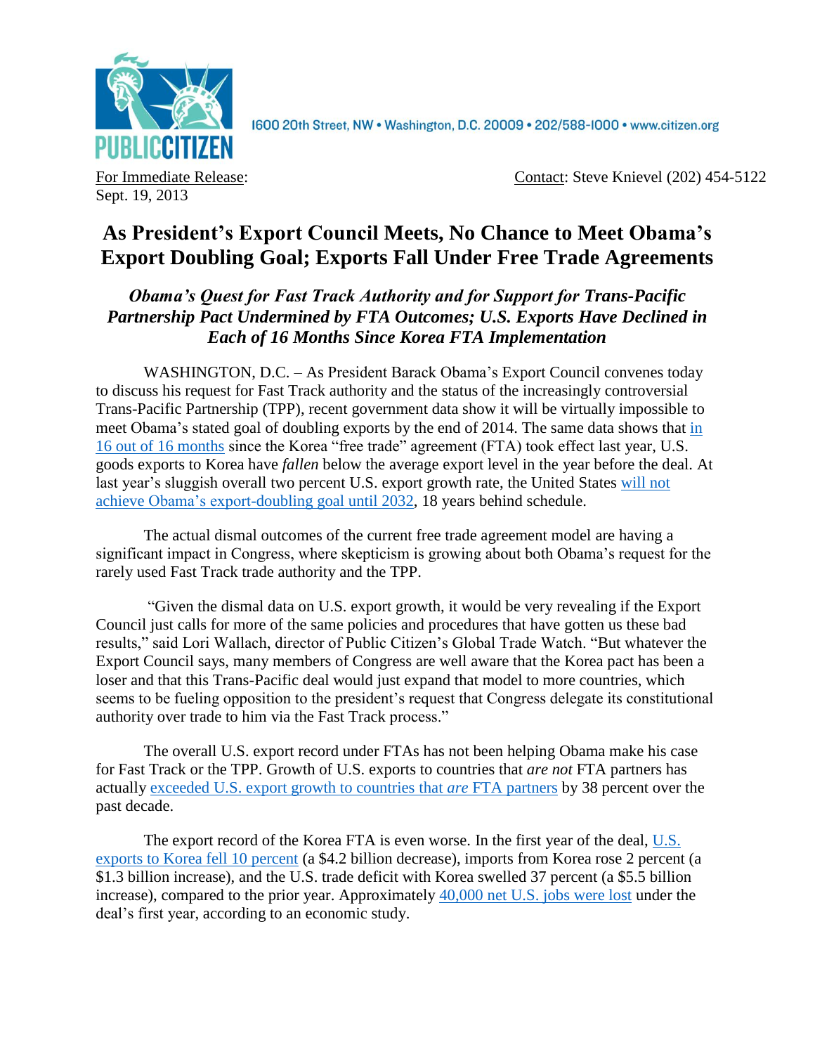PUBLIC CITIZEN

1600 20th Street, NW • Washington, D.C. 20009 • 202/588-1000 • www.citizen.org

For Immediate Release:
Sept. 19, 2013

Contact: Steve Knievel (202) 454-5122

# As President's Export Council Meets, No Chance to Meet Obama's Export Doubling Goal; Exports Fall Under Free Trade Agreements

## *Obama's Quest for Fast Track Authority and for Support for Trans-Pacific Partnership Pact Undermined by FTA Outcomes; U.S. Exports Have Declined in Each of 16 Months Since Korea FTA Implementation*

WASHINGTON, D.C. – As President Barack Obama's Export Council convenes today to discuss his request for Fast Track authority and the status of the increasingly controversial Trans-Pacific Partnership (TPP), recent government data show it will be virtually impossible to meet Obama's stated goal of doubling exports by the end of 2014. The same data shows that in 16 out of 16 months since the Korea "free trade" agreement (FTA) took effect last year, U.S. goods exports to Korea have *fallen* below the average export level in the year before the deal. At last year's sluggish overall two percent U.S. export growth rate, the United States will not achieve Obama's export-doubling goal until 2032, 18 years behind schedule.

The actual dismal outcomes of the current free trade agreement model are having a significant impact in Congress, where skepticism is growing about both Obama's request for the rarely used Fast Track trade authority and the TPP.

"Given the dismal data on U.S. export growth, it would be very revealing if the Export Council just calls for more of the same policies and procedures that have gotten us these bad results," said Lori Wallach, director of Public Citizen's Global Trade Watch. "But whatever the Export Council says, many members of Congress are well aware that the Korea pact has been a loser and that this Trans-Pacific deal would just expand that model to more countries, which seems to be fueling opposition to the president's request that Congress delegate its constitutional authority over trade to him via the Fast Track process."

The overall U.S. export record under FTAs has not been helping Obama make his case for Fast Track or the TPP. Growth of U.S. exports to countries that *are not* FTA partners has actually exceeded U.S. export growth to countries that *are* FTA partners by 38 percent over the past decade.

The export record of the Korea FTA is even worse. In the first year of the deal, U.S. exports to Korea fell 10 percent (a $4.2 billion decrease), imports from Korea rose 2 percent (a $1.3 billion increase), and the U.S. trade deficit with Korea swelled 37 percent (a $5.5 billion increase), compared to the prior year. Approximately 40,000 net U.S. jobs were lost under the deal's first year, according to an economic study.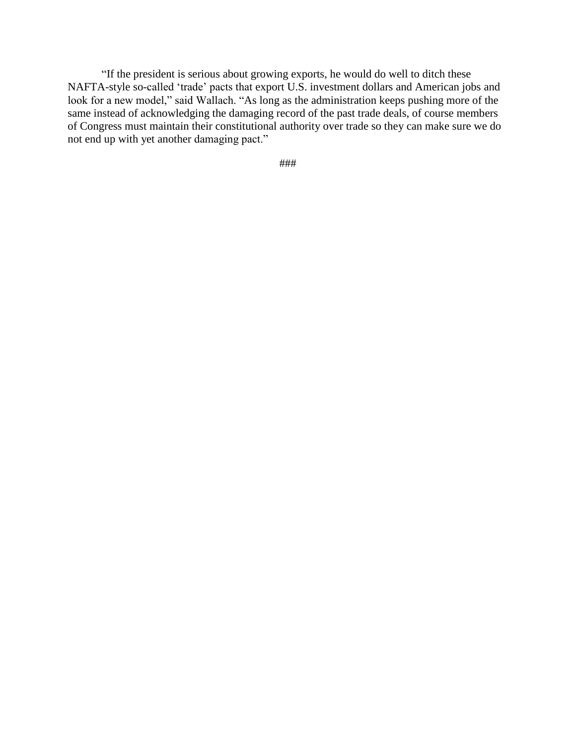"If the president is serious about growing exports, he would do well to ditch these NAFTA-style so-called 'trade' pacts that export U.S. investment dollars and American jobs and look for a new model," said Wallach. "As long as the administration keeps pushing more of the same instead of acknowledging the damaging record of the past trade deals, of course members of Congress must maintain their constitutional authority over trade so they can make sure we do not end up with yet another damaging pact."

###